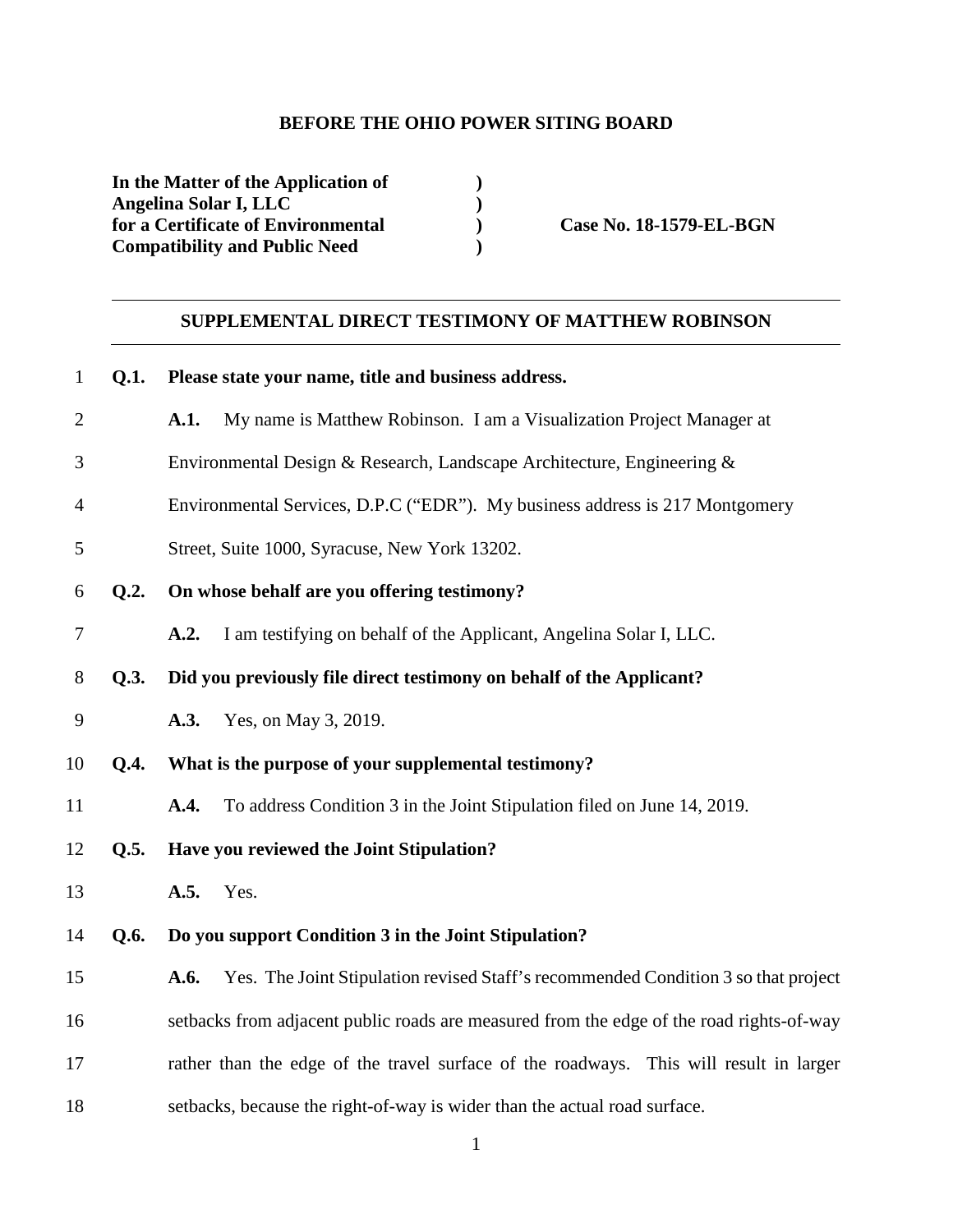**BEFORE THE OHIO POWER SITING BOARD**

| | | |
|---|---|---|
| **In the Matter of the Application of** | **)** | |
| **Angelina Solar I, LLC** | **)** | |
| **for a Certificate of Environmental** | **)** | **Case No. 18-1579-EL-BGN** |
| **Compatibility and Public Need** | **)** | |

---

**SUPPLEMENTAL DIRECT TESTIMONY OF MATTHEW ROBINSON**

---

**Q.1. Please state your name, title and business address.**

**A.1.** My name is Matthew Robinson. I am a Visualization Project Manager at Environmental Design & Research, Landscape Architecture, Engineering & Environmental Services, D.P.C ("EDR"). My business address is 217 Montgomery Street, Suite 1000, Syracuse, New York 13202.

**Q.2. On whose behalf are you offering testimony?**

**A.2.** I am testifying on behalf of the Applicant, Angelina Solar I, LLC.

**Q.3. Did you previously file direct testimony on behalf of the Applicant?**

**A.3.** Yes, on May 3, 2019.

**Q.4. What is the purpose of your supplemental testimony?**

**A.4.** To address Condition 3 in the Joint Stipulation filed on June 14, 2019.

**Q.5. Have you reviewed the Joint Stipulation?**

**A.5.** Yes.

**Q.6. Do you support Condition 3 in the Joint Stipulation?**

**A.6.** Yes. The Joint Stipulation revised Staff's recommended Condition 3 so that project setbacks from adjacent public roads are measured from the edge of the road rights-of-way rather than the edge of the travel surface of the roadways. This will result in larger setbacks, because the right-of-way is wider than the actual road surface.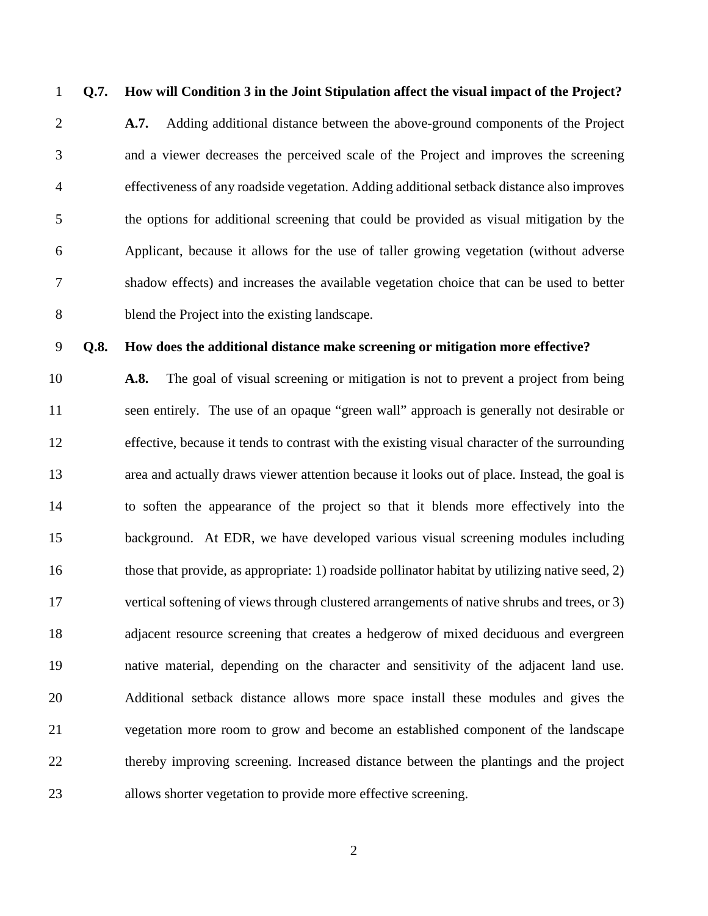**Q.7. How will Condition 3 in the Joint Stipulation affect the visual impact of the Project?**

**A.7.** Adding additional distance between the above-ground components of the Project and a viewer decreases the perceived scale of the Project and improves the screening effectiveness of any roadside vegetation. Adding additional setback distance also improves the options for additional screening that could be provided as visual mitigation by the Applicant, because it allows for the use of taller growing vegetation (without adverse shadow effects) and increases the available vegetation choice that can be used to better blend the Project into the existing landscape.

**Q.8. How does the additional distance make screening or mitigation more effective?**

**A.8.** The goal of visual screening or mitigation is not to prevent a project from being seen entirely. The use of an opaque "green wall" approach is generally not desirable or effective, because it tends to contrast with the existing visual character of the surrounding area and actually draws viewer attention because it looks out of place. Instead, the goal is to soften the appearance of the project so that it blends more effectively into the background. At EDR, we have developed various visual screening modules including those that provide, as appropriate: 1) roadside pollinator habitat by utilizing native seed, 2) vertical softening of views through clustered arrangements of native shrubs and trees, or 3) adjacent resource screening that creates a hedgerow of mixed deciduous and evergreen native material, depending on the character and sensitivity of the adjacent land use. Additional setback distance allows more space install these modules and gives the vegetation more room to grow and become an established component of the landscape thereby improving screening. Increased distance between the plantings and the project allows shorter vegetation to provide more effective screening.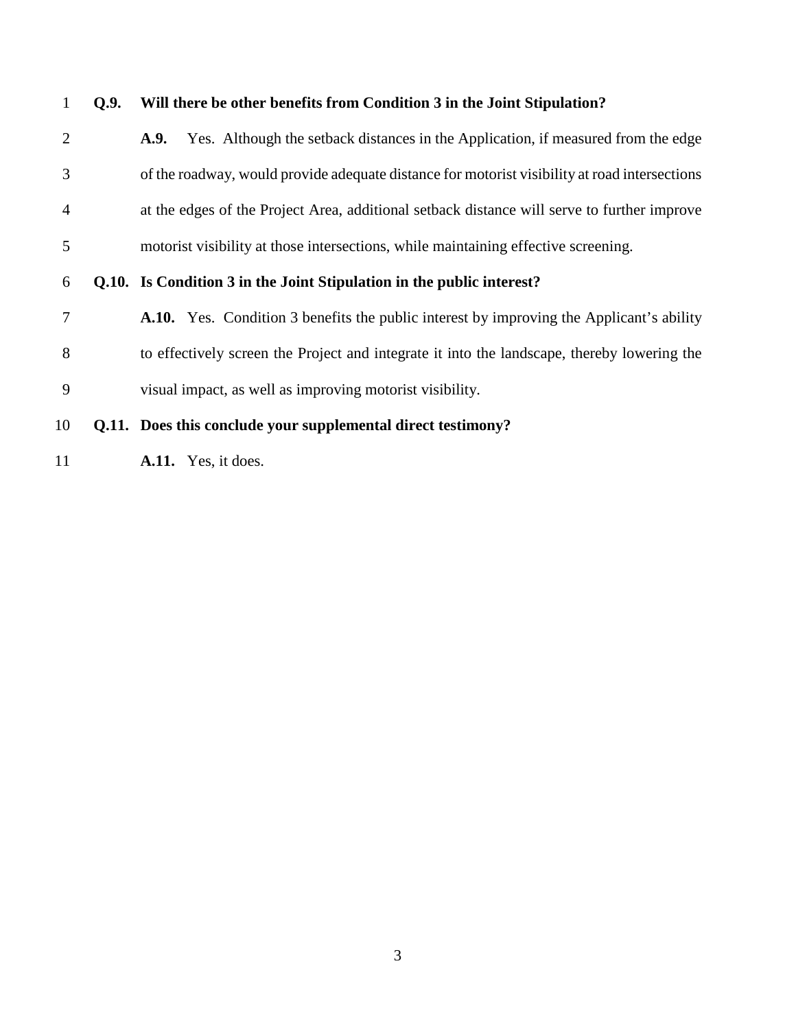**Q.9. Will there be other benefits from Condition 3 in the Joint Stipulation?**

**A.9.** Yes. Although the setback distances in the Application, if measured from the edge of the roadway, would provide adequate distance for motorist visibility at road intersections at the edges of the Project Area, additional setback distance will serve to further improve motorist visibility at those intersections, while maintaining effective screening.

**Q.10. Is Condition 3 in the Joint Stipulation in the public interest?**

**A.10.** Yes. Condition 3 benefits the public interest by improving the Applicant's ability to effectively screen the Project and integrate it into the landscape, thereby lowering the visual impact, as well as improving motorist visibility.

**Q.11. Does this conclude your supplemental direct testimony?**

**A.11.** Yes, it does.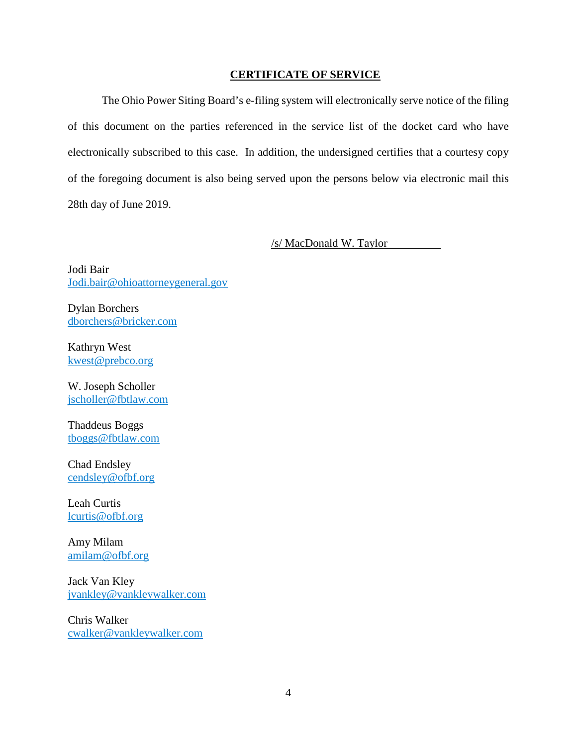## CERTIFICATE OF SERVICE

The Ohio Power Siting Board's e-filing system will electronically serve notice of the filing of this document on the parties referenced in the service list of the docket card who have electronically subscribed to this case. In addition, the undersigned certifies that a courtesy copy of the foregoing document is also being served upon the persons below via electronic mail this 28th day of June 2019.

/s/ MacDonald W. Taylor

Jodi Bair
Jodi.bair@ohioattorneygeneral.gov

Dylan Borchers
dborchers@bricker.com

Kathryn West
kwest@prebco.org

W. Joseph Scholler
jscholler@fbtlaw.com

Thaddeus Boggs
tboggs@fbtlaw.com

Chad Endsley
cendsley@ofbf.org

Leah Curtis
lcurtis@ofbf.org

Amy Milam
amilam@ofbf.org

Jack Van Kley
jvankley@vankleywalker.com

Chris Walker
cwalker@vankleywalker.com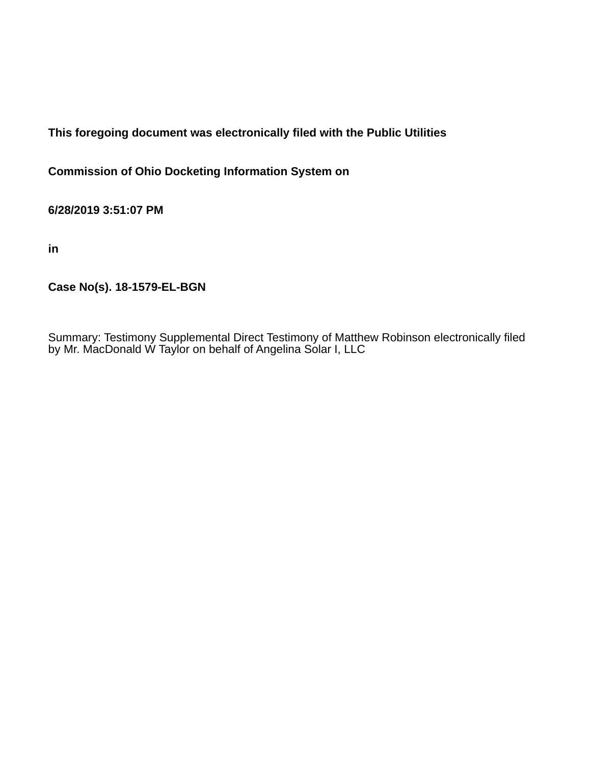**This foregoing document was electronically filed with the Public Utilities**

**Commission of Ohio Docketing Information System on**

**6/28/2019 3:51:07 PM**

**in**

**Case No(s). 18-1579-EL-BGN**

Summary: Testimony Supplemental Direct Testimony of Matthew Robinson electronically filed by Mr. MacDonald W Taylor on behalf of Angelina Solar I, LLC